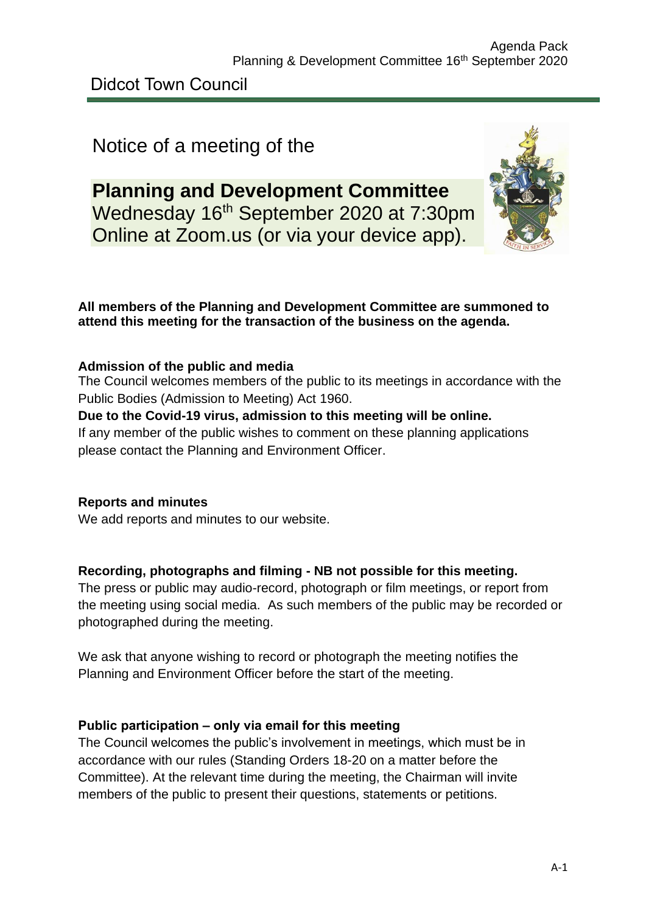Didcot Town Council

# Notice of a meeting of the

## Planning and Development Committee

Wednesday 16th September 2020 at 7:30pm
Online at Zoom.us (or via your device app).

**All members of the Planning and Development Committee are summoned to attend this meeting for the transaction of the business on the agenda.**

### Admission of the public and media

The Council welcomes members of the public to its meetings in accordance with the Public Bodies (Admission to Meeting) Act 1960.

**Due to the Covid-19 virus, admission to this meeting will be online.**

If any member of the public wishes to comment on these planning applications please contact the Planning and Environment Officer.

### Reports and minutes

We add reports and minutes to our website.

### Recording, photographs and filming - NB not possible for this meeting.

The press or public may audio-record, photograph or film meetings, or report from the meeting using social media. As such members of the public may be recorded or photographed during the meeting.

We ask that anyone wishing to record or photograph the meeting notifies the Planning and Environment Officer before the start of the meeting.

### Public participation – only via email for this meeting

The Council welcomes the public's involvement in meetings, which must be in accordance with our rules (Standing Orders 18-20 on a matter before the Committee). At the relevant time during the meeting, the Chairman will invite members of the public to present their questions, statements or petitions.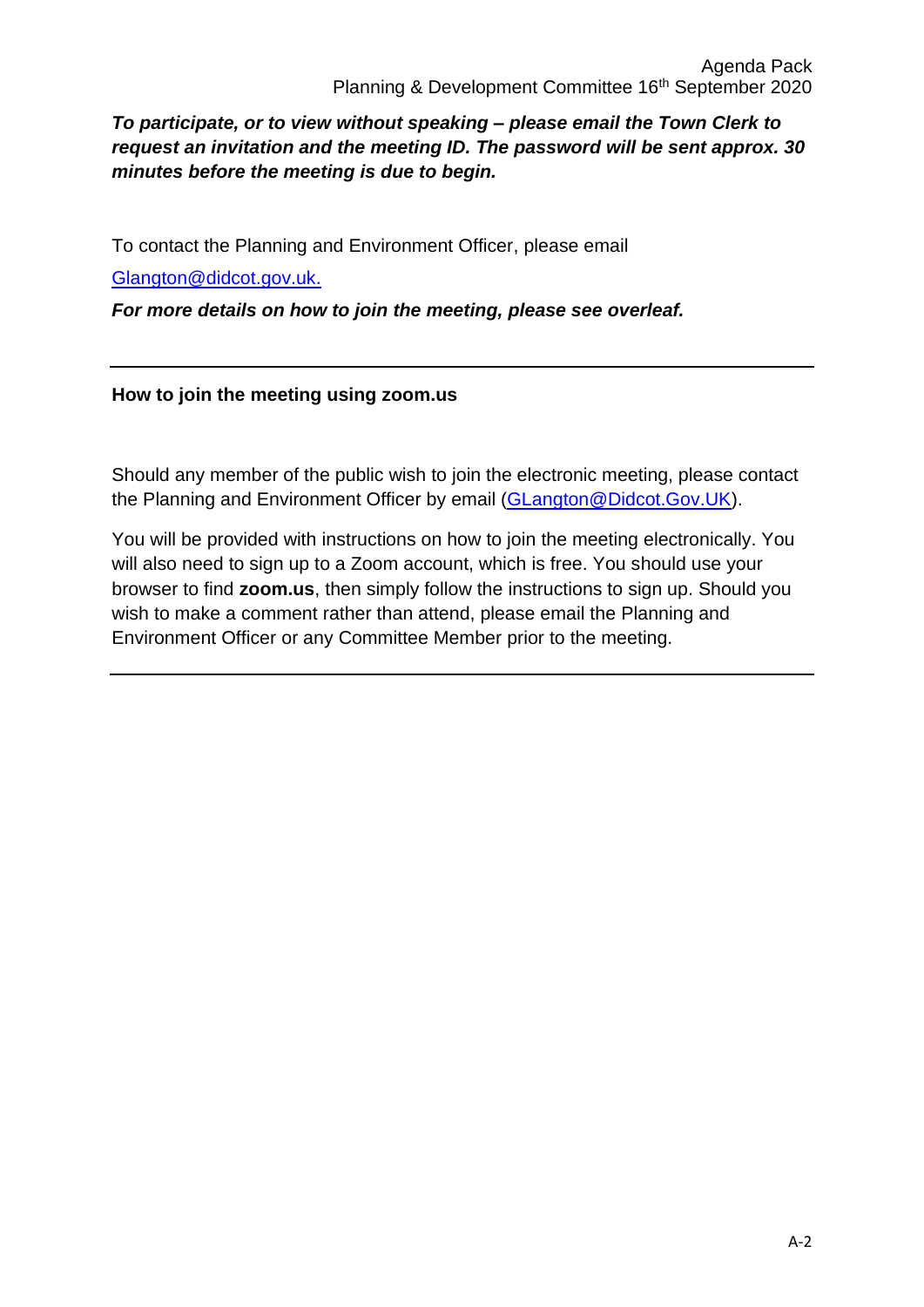***To participate, or to view without speaking – please email the Town Clerk to request an invitation and the meeting ID. The password will be sent approx. 30 minutes before the meeting is due to begin.***

To contact the Planning and Environment Officer, please email

Glangton@didcot.gov.uk.

***For more details on how to join the meeting, please see overleaf.***

---

**How to join the meeting using zoom.us**

Should any member of the public wish to join the electronic meeting, please contact the Planning and Environment Officer by email (GLangton@Didcot.Gov.UK).

You will be provided with instructions on how to join the meeting electronically. You will also need to sign up to a Zoom account, which is free. You should use your browser to find **zoom.us**, then simply follow the instructions to sign up. Should you wish to make a comment rather than attend, please email the Planning and Environment Officer or any Committee Member prior to the meeting.

---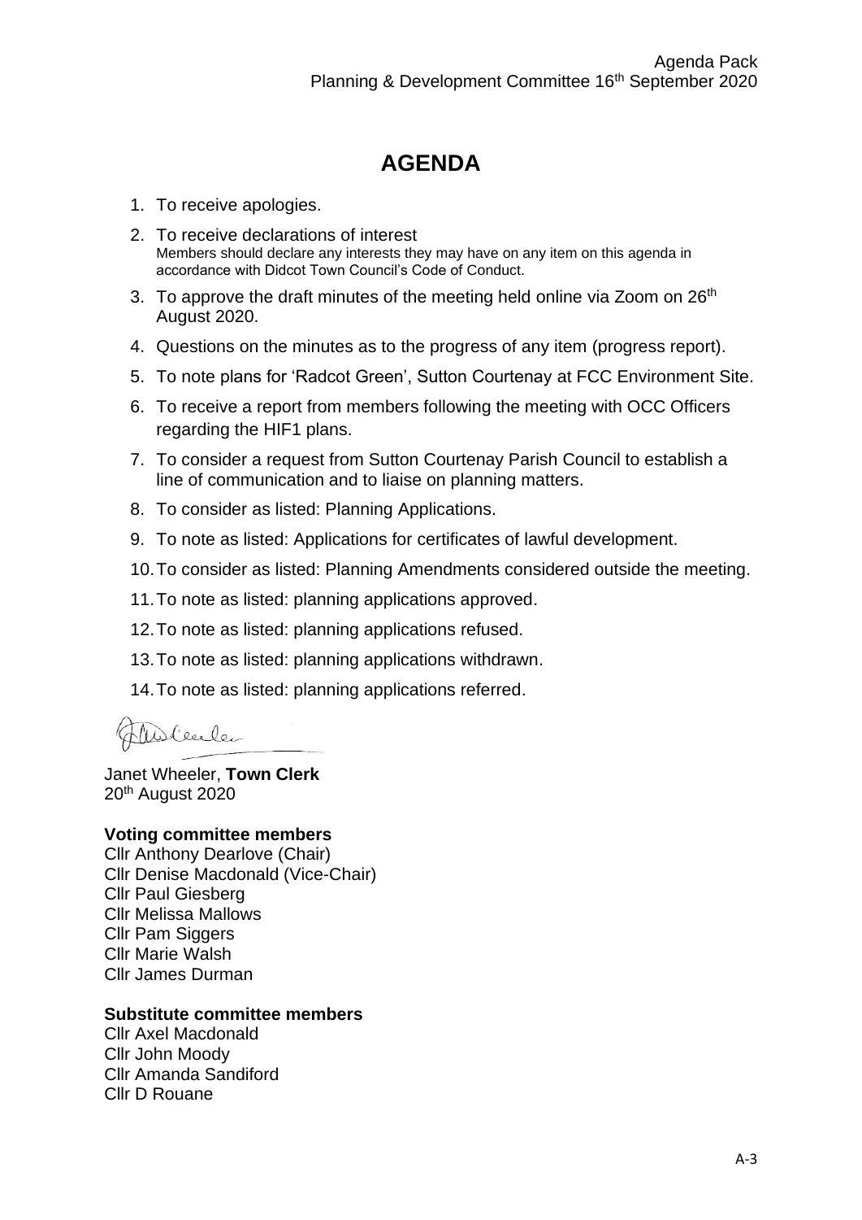# AGENDA

1. To receive apologies.
2. To receive declarations of interest
   Members should declare any interests they may have on any item on this agenda in accordance with Didcot Town Council's Code of Conduct.
3. To approve the draft minutes of the meeting held online via Zoom on 26th August 2020.
4. Questions on the minutes as to the progress of any item (progress report).
5. To note plans for 'Radcot Green', Sutton Courtenay at FCC Environment Site.
6. To receive a report from members following the meeting with OCC Officers regarding the HIF1 plans.
7. To consider a request from Sutton Courtenay Parish Council to establish a line of communication and to liaise on planning matters.
8. To consider as listed: Planning Applications.
9. To note as listed: Applications for certificates of lawful development.
10. To consider as listed: Planning Amendments considered outside the meeting.
11. To note as listed: planning applications approved.
12. To note as listed: planning applications refused.
13. To note as listed: planning applications withdrawn.
14. To note as listed: planning applications referred.

Janet Wheeler, **Town Clerk**
20th August 2020

**Voting committee members**
Cllr Anthony Dearlove (Chair)
Cllr Denise Macdonald (Vice-Chair)
Cllr Paul Giesberg
Cllr Melissa Mallows
Cllr Pam Siggers
Cllr Marie Walsh
Cllr James Durman

**Substitute committee members**
Cllr Axel Macdonald
Cllr John Moody
Cllr Amanda Sandiford
Cllr D Rouane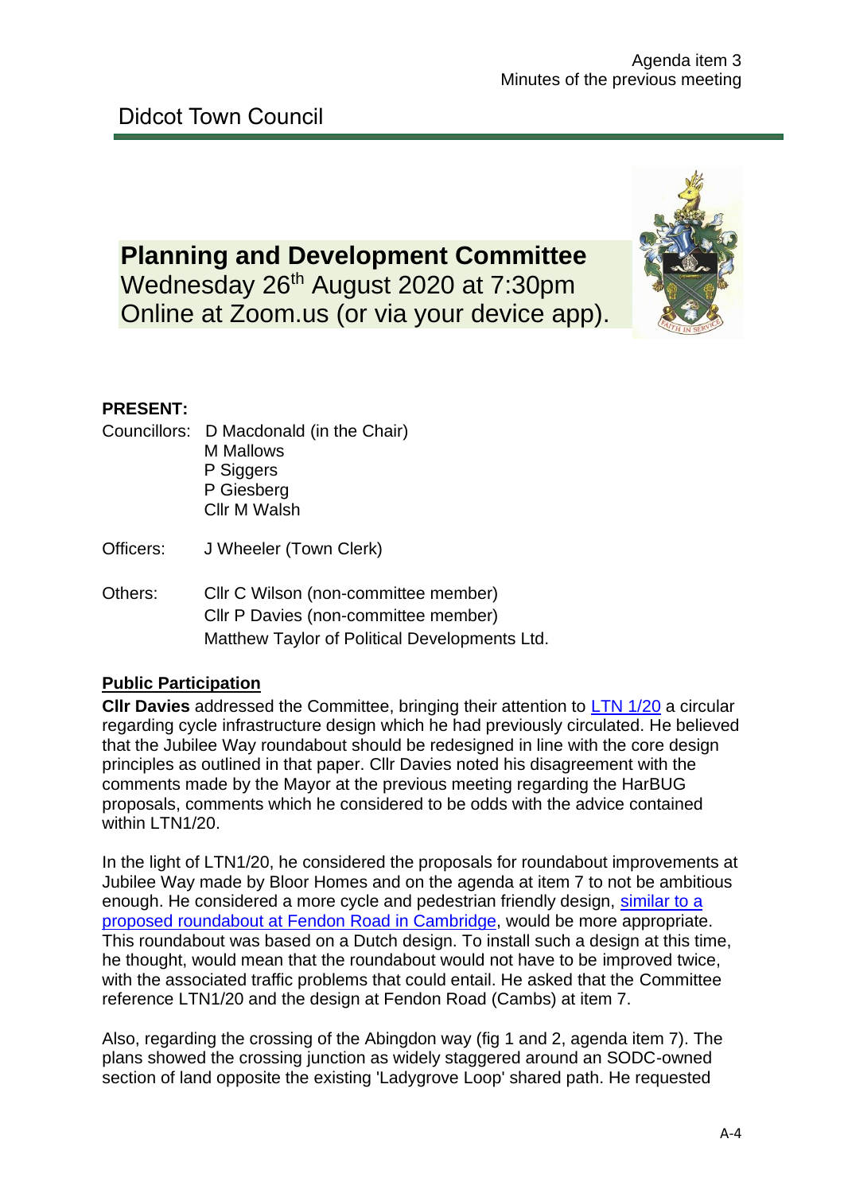Agenda item 3
Minutes of the previous meeting

Didcot Town Council

# Planning and Development Committee

Wednesday 26th August 2020 at 7:30pm
Online at Zoom.us (or via your device app).

**PRESENT:**

Councillors: D Macdonald (in the Chair)
M Mallows
P Siggers
P Giesberg
Cllr M Walsh

Officers: J Wheeler (Town Clerk)

Others: Cllr C Wilson (non-committee member)
Cllr P Davies (non-committee member)
Matthew Taylor of Political Developments Ltd.

## Public Participation

**Cllr Davies** addressed the Committee, bringing their attention to LTN 1/20 a circular regarding cycle infrastructure design which he had previously circulated. He believed that the Jubilee Way roundabout should be redesigned in line with the core design principles as outlined in that paper. Cllr Davies noted his disagreement with the comments made by the Mayor at the previous meeting regarding the HarBUG proposals, comments which he considered to be odds with the advice contained within LTN1/20.

In the light of LTN1/20, he considered the proposals for roundabout improvements at Jubilee Way made by Bloor Homes and on the agenda at item 7 to not be ambitious enough. He considered a more cycle and pedestrian friendly design, similar to a proposed roundabout at Fendon Road in Cambridge, would be more appropriate. This roundabout was based on a Dutch design. To install such a design at this time, he thought, would mean that the roundabout would not have to be improved twice, with the associated traffic problems that could entail. He asked that the Committee reference LTN1/20 and the design at Fendon Road (Cambs) at item 7.

Also, regarding the crossing of the Abingdon way (fig 1 and 2, agenda item 7). The plans showed the crossing junction as widely staggered around an SODC-owned section of land opposite the existing 'Ladygrove Loop' shared path. He requested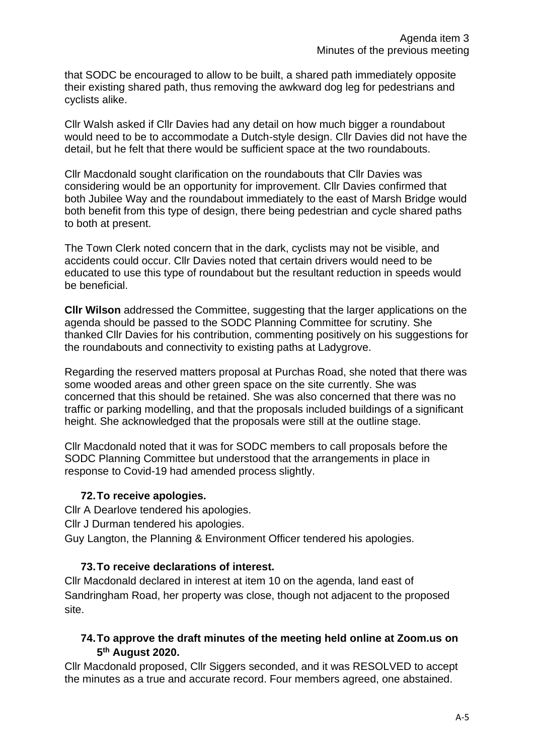that SODC be encouraged to allow to be built, a shared path immediately opposite their existing shared path, thus removing the awkward dog leg for pedestrians and cyclists alike.

Cllr Walsh asked if Cllr Davies had any detail on how much bigger a roundabout would need to be to accommodate a Dutch-style design. Cllr Davies did not have the detail, but he felt that there would be sufficient space at the two roundabouts.

Cllr Macdonald sought clarification on the roundabouts that Cllr Davies was considering would be an opportunity for improvement. Cllr Davies confirmed that both Jubilee Way and the roundabout immediately to the east of Marsh Bridge would both benefit from this type of design, there being pedestrian and cycle shared paths to both at present.

The Town Clerk noted concern that in the dark, cyclists may not be visible, and accidents could occur. Cllr Davies noted that certain drivers would need to be educated to use this type of roundabout but the resultant reduction in speeds would be beneficial.

**Cllr Wilson** addressed the Committee, suggesting that the larger applications on the agenda should be passed to the SODC Planning Committee for scrutiny. She thanked Cllr Davies for his contribution, commenting positively on his suggestions for the roundabouts and connectivity to existing paths at Ladygrove.

Regarding the reserved matters proposal at Purchas Road, she noted that there was some wooded areas and other green space on the site currently. She was concerned that this should be retained. She was also concerned that there was no traffic or parking modelling, and that the proposals included buildings of a significant height. She acknowledged that the proposals were still at the outline stage.

Cllr Macdonald noted that it was for SODC members to call proposals before the SODC Planning Committee but understood that the arrangements in place in response to Covid-19 had amended process slightly.

### 72. To receive apologies.

Cllr A Dearlove tendered his apologies.

Cllr J Durman tendered his apologies.

Guy Langton, the Planning & Environment Officer tendered his apologies.

### 73. To receive declarations of interest.

Cllr Macdonald declared in interest at item 10 on the agenda, land east of Sandringham Road, her property was close, though not adjacent to the proposed site.

### 74. To approve the draft minutes of the meeting held online at Zoom.us on 5th August 2020.

Cllr Macdonald proposed, Cllr Siggers seconded, and it was RESOLVED to accept the minutes as a true and accurate record. Four members agreed, one abstained.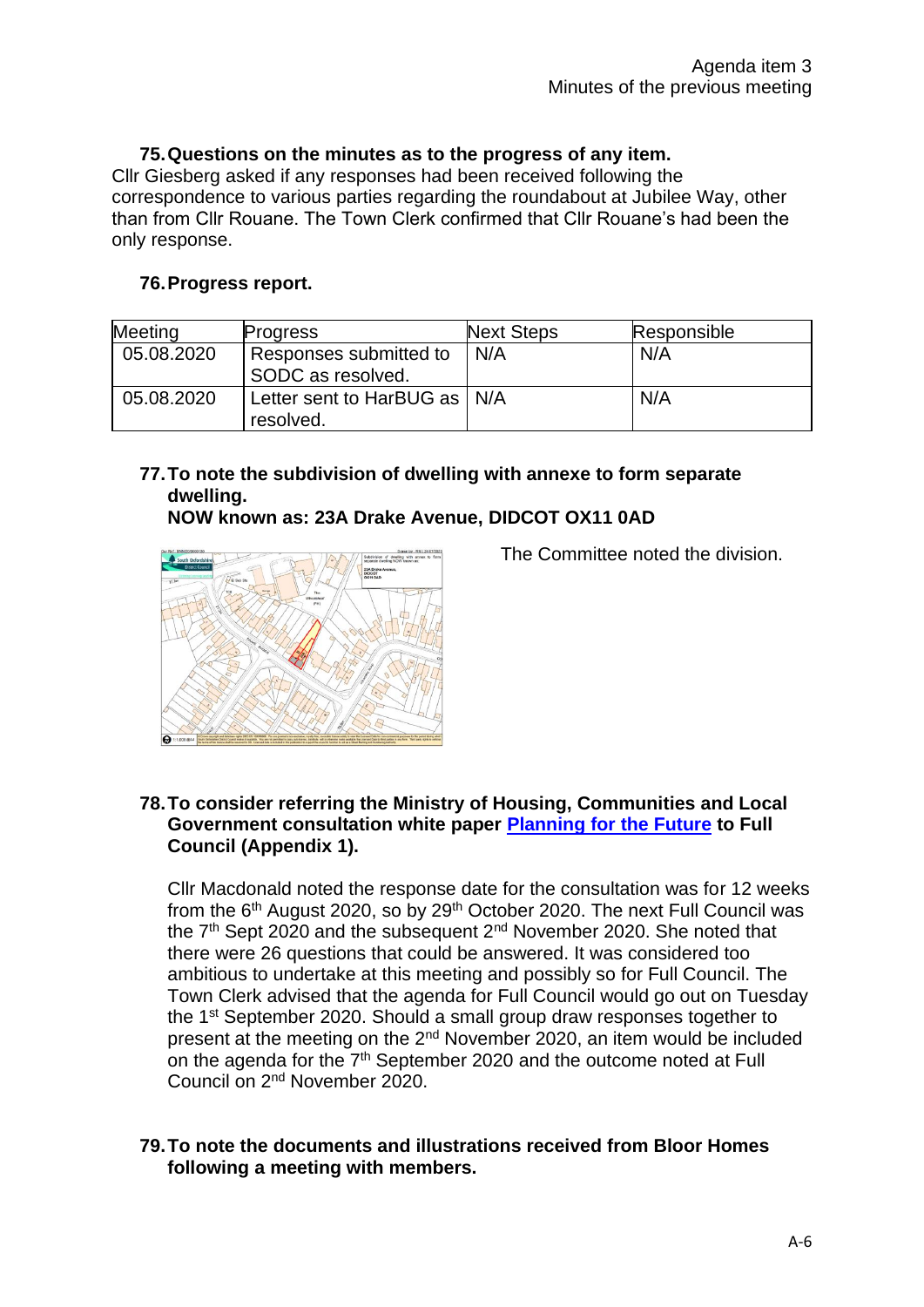Agenda item 3
Minutes of the previous meeting

**75. Questions on the minutes as to the progress of any item.**

Cllr Giesberg asked if any responses had been received following the correspondence to various parties regarding the roundabout at Jubilee Way, other than from Cllr Rouane. The Town Clerk confirmed that Cllr Rouane's had been the only response.

**76. Progress report.**

| Meeting | Progress | Next Steps | Responsible |
|---|---|---|---|
| 05.08.2020 | Responses submitted to SODC as resolved. | N/A | N/A |
| 05.08.2020 | Letter sent to HarBUG as resolved. | N/A | N/A |

**77. To note the subdivision of dwelling with annexe to form separate dwelling.**
**NOW known as: 23A Drake Avenue, DIDCOT OX11 0AD**

The Committee noted the division.

**78. To consider referring the Ministry of Housing, Communities and Local Government consultation white paper [Planning for the Future]() to Full Council (Appendix 1).**

Cllr Macdonald noted the response date for the consultation was for 12 weeks from the 6th August 2020, so by 29th October 2020. The next Full Council was the 7th Sept 2020 and the subsequent 2nd November 2020. She noted that there were 26 questions that could be answered. It was considered too ambitious to undertake at this meeting and possibly so for Full Council. The Town Clerk advised that the agenda for Full Council would go out on Tuesday the 1st September 2020. Should a small group draw responses together to present at the meeting on the 2nd November 2020, an item would be included on the agenda for the 7th September 2020 and the outcome noted at Full Council on 2nd November 2020.

**79. To note the documents and illustrations received from Bloor Homes following a meeting with members.**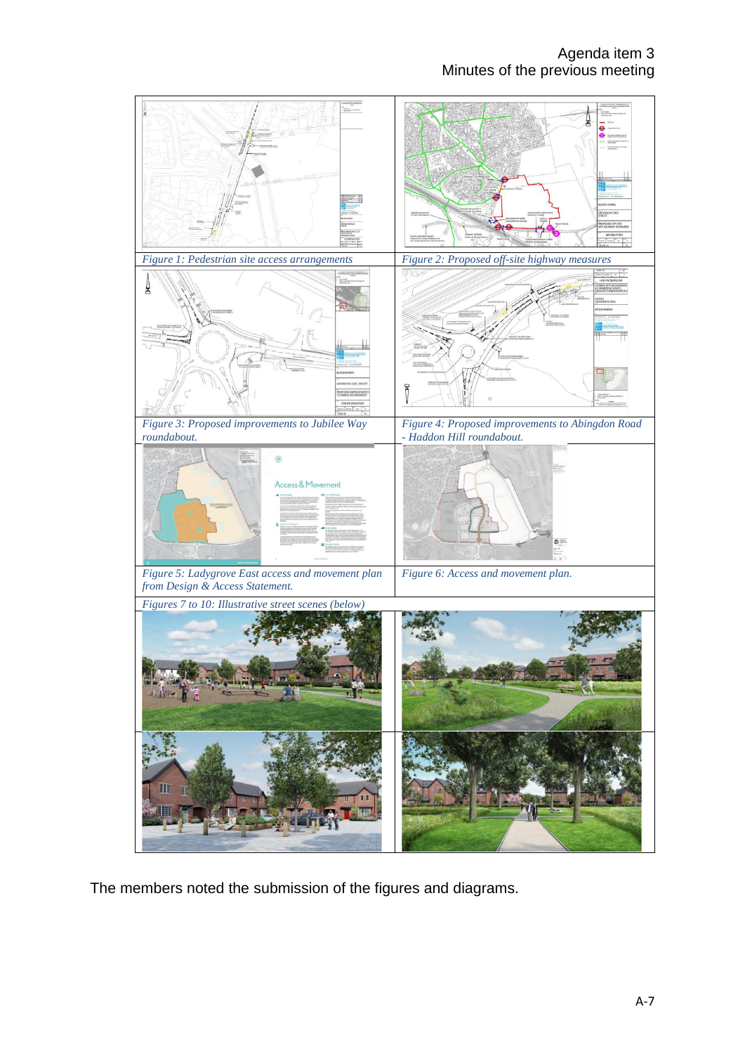Figure 1: Pedestrian site access arrangements

Figure 2: Proposed off-site highway measures

Figure 3: Proposed improvements to Jubilee Way roundabout.

Figure 4: Proposed improvements to Abingdon Road - Haddon Hill roundabout.

Figure 5: Ladygrove East access and movement plan from Design & Access Statement.

Figure 6: Access and movement plan.

Figures 7 to 10: Illustrative street scenes (below)

The members noted the submission of the figures and diagrams.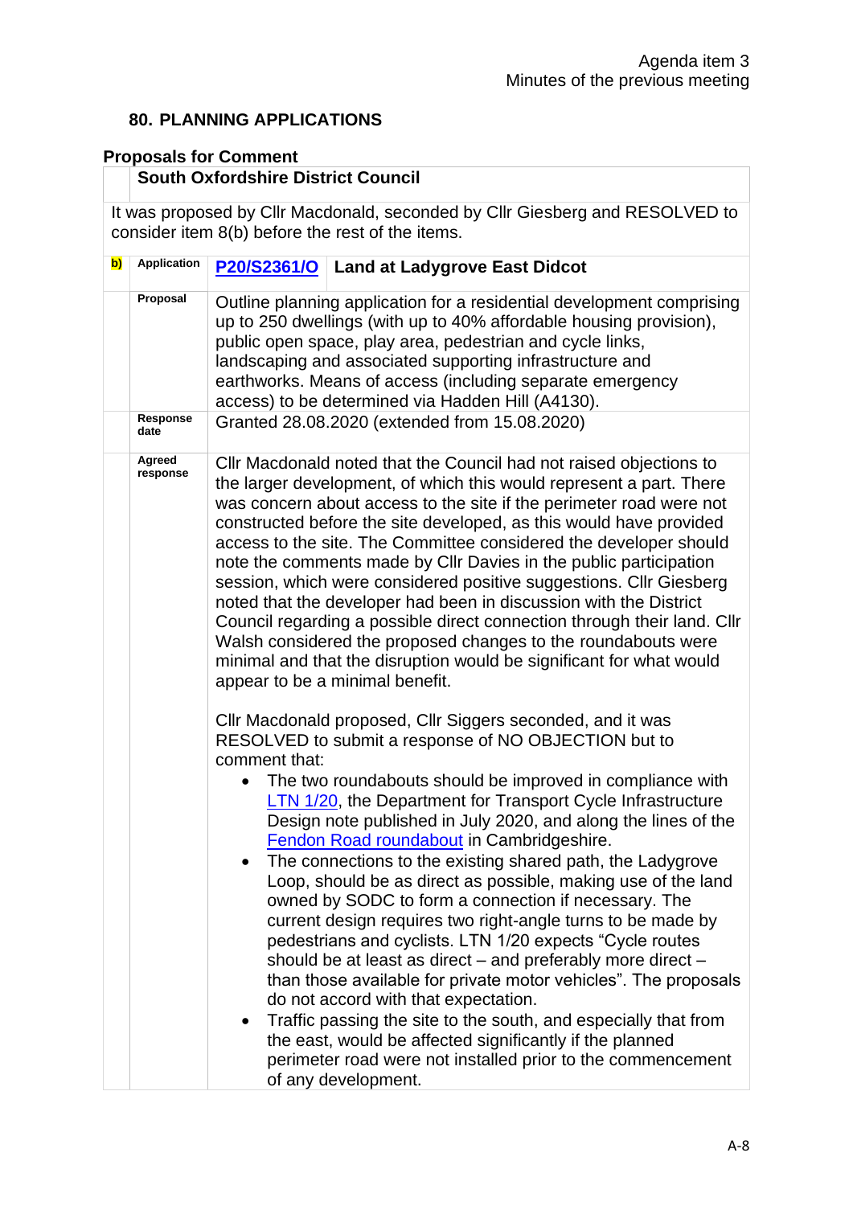### 80. PLANNING APPLICATIONS

**Proposals for Comment**

| | **South Oxfordshire District Council** | |
|---|---|---|
| It was proposed by Cllr Macdonald, seconded by Cllr Giesberg and RESOLVED to consider item 8(b) before the rest of the items. | | |
| **b)** | **Application** | **P20/S2361/O** **Land at Ladygrove East Didcot** |
| | **Proposal** | Outline planning application for a residential development comprising up to 250 dwellings (with up to 40% affordable housing provision), public open space, play area, pedestrian and cycle links, landscaping and associated supporting infrastructure and earthworks. Means of access (including separate emergency access) to be determined via Hadden Hill (A4130). |
| | **Response date** | Granted 28.08.2020 (extended from 15.08.2020) |
| | **Agreed response** | Cllr Macdonald noted that the Council had not raised objections to the larger development, of which this would represent a part. There was concern about access to the site if the perimeter road were not constructed before the site developed, as this would have provided access to the site. The Committee considered the developer should note the comments made by Cllr Davies in the public participation session, which were considered positive suggestions. Cllr Giesberg noted that the developer had been in discussion with the District Council regarding a possible direct connection through their land. Cllr Walsh considered the proposed changes to the roundabouts were minimal and that the disruption would be significant for what would appear to be a minimal benefit.<br><br>Cllr Macdonald proposed, Cllr Siggers seconded, and it was RESOLVED to submit a response of NO OBJECTION but to comment that:<br>• The two roundabouts should be improved in compliance with LTN 1/20, the Department for Transport Cycle Infrastructure Design note published in July 2020, and along the lines of the Fendon Road roundabout in Cambridgeshire.<br>• The connections to the existing shared path, the Ladygrove Loop, should be as direct as possible, making use of the land owned by SODC to form a connection if necessary. The current design requires two right-angle turns to be made by pedestrians and cyclists. LTN 1/20 expects "Cycle routes should be at least as direct – and preferably more direct – than those available for private motor vehicles". The proposals do not accord with that expectation.<br>• Traffic passing the site to the south, and especially that from the east, would be affected significantly if the planned perimeter road were not installed prior to the commencement of any development. |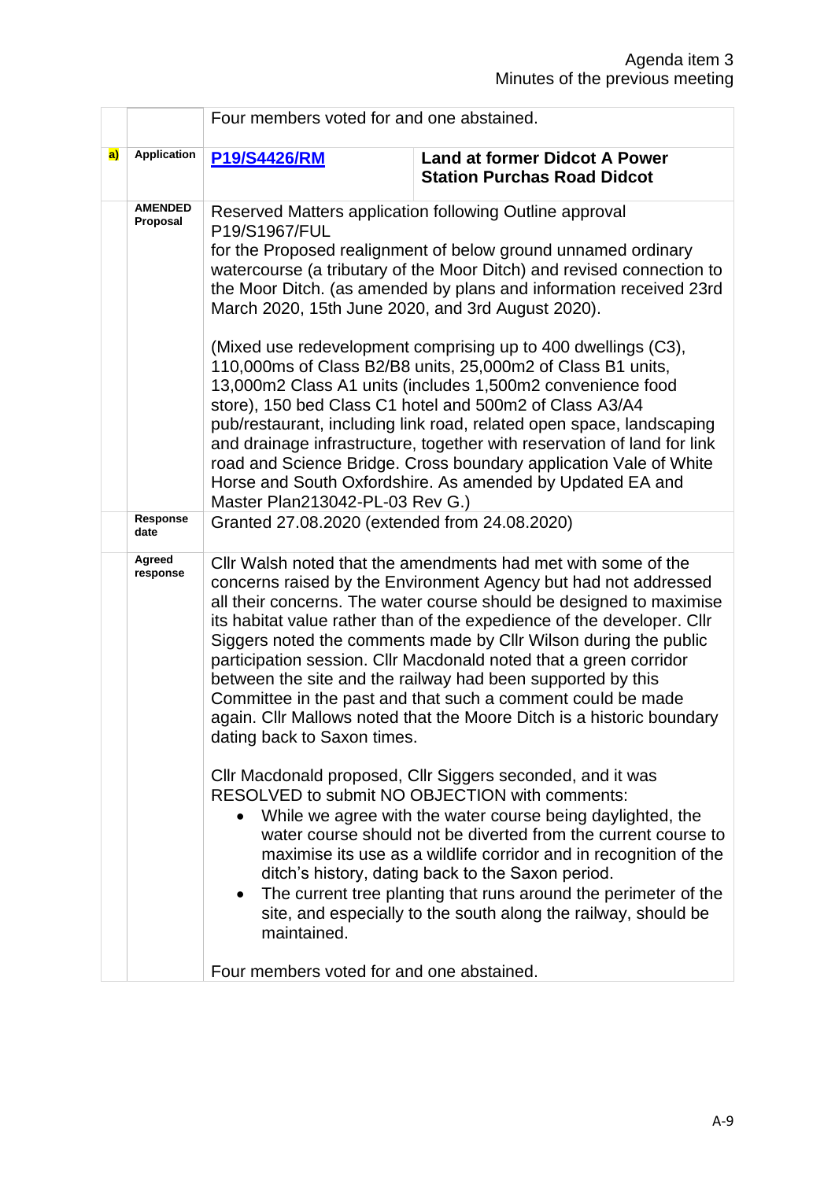| | | | |
|---|---|---|---|
| | | Four members voted for and one abstained. | |
| a) | Application | P19/S4426/RM | **Land at former Didcot A Power Station Purchas Road Didcot** |
| | AMENDED Proposal | Reserved Matters application following Outline approval P19/S1967/FUL<br>for the Proposed realignment of below ground unnamed ordinary watercourse (a tributary of the Moor Ditch) and revised connection to the Moor Ditch. (as amended by plans and information received 23rd March 2020, 15th June 2020, and 3rd August 2020).<br><br>(Mixed use redevelopment comprising up to 400 dwellings (C3), 110,000ms of Class B2/B8 units, 25,000m2 of Class B1 units, 13,000m2 Class A1 units (includes 1,500m2 convenience food store), 150 bed Class C1 hotel and 500m2 of Class A3/A4 pub/restaurant, including link road, related open space, landscaping and drainage infrastructure, together with reservation of land for link road and Science Bridge. Cross boundary application Vale of White Horse and South Oxfordshire. As amended by Updated EA and Master Plan213042-PL-03 Rev G.) | |
| | Response date | Granted 27.08.2020 (extended from 24.08.2020) | |
| | Agreed response | Cllr Walsh noted that the amendments had met with some of the concerns raised by the Environment Agency but had not addressed all their concerns. The water course should be designed to maximise its habitat value rather than of the expedience of the developer. Cllr Siggers noted the comments made by Cllr Wilson during the public participation session. Cllr Macdonald noted that a green corridor between the site and the railway had been supported by this Committee in the past and that such a comment could be made again. Cllr Mallows noted that the Moore Ditch is a historic boundary dating back to Saxon times.<br><br>Cllr Macdonald proposed, Cllr Siggers seconded, and it was RESOLVED to submit NO OBJECTION with comments:<br>• While we agree with the water course being daylighted, the water course should not be diverted from the current course to maximise its use as a wildlife corridor and in recognition of the ditch's history, dating back to the Saxon period.<br>• The current tree planting that runs around the perimeter of the site, and especially to the south along the railway, should be maintained.<br><br>Four members voted for and one abstained. | |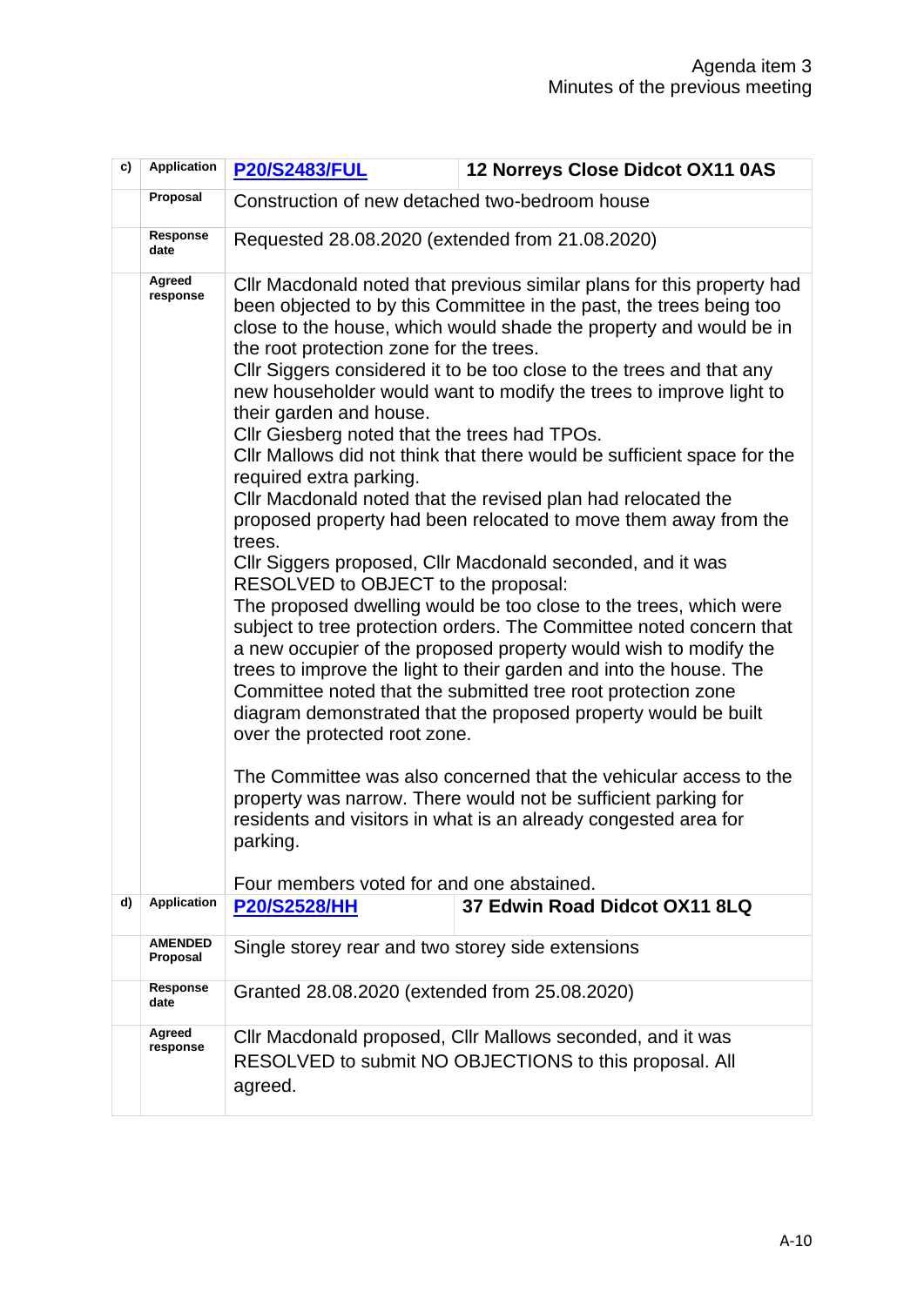| | | | |
|---|---|---|---|
| c) | Application | P20/S2483/FUL | 12 Norreys Close Didcot OX11 0AS |
| | Proposal | Construction of new detached two-bedroom house | |
| | Response date | Requested 28.08.2020 (extended from 21.08.2020) | |
| | Agreed response | Cllr Macdonald noted that previous similar plans for this property had been objected to by this Committee in the past, the trees being too close to the house, which would shade the property and would be in the root protection zone for the trees.<br>Cllr Siggers considered it to be too close to the trees and that any new householder would want to modify the trees to improve light to their garden and house.<br>Cllr Giesberg noted that the trees had TPOs.<br>Cllr Mallows did not think that there would be sufficient space for the required extra parking.<br>Cllr Macdonald noted that the revised plan had relocated the proposed property had been relocated to move them away from the trees.<br>Cllr Siggers proposed, Cllr Macdonald seconded, and it was RESOLVED to OBJECT to the proposal:<br>The proposed dwelling would be too close to the trees, which were subject to tree protection orders. The Committee noted concern that a new occupier of the proposed property would wish to modify the trees to improve the light to their garden and into the house. The Committee noted that the submitted tree root protection zone diagram demonstrated that the proposed property would be built over the protected root zone.<br><br>The Committee was also concerned that the vehicular access to the property was narrow. There would not be sufficient parking for residents and visitors in what is an already congested area for parking.<br><br>Four members voted for and one abstained. | |
| d) | Application | P20/S2528/HH | 37 Edwin Road Didcot OX11 8LQ |
| | AMENDED Proposal | Single storey rear and two storey side extensions | |
| | Response date | Granted 28.08.2020 (extended from 25.08.2020) | |
| | Agreed response | Cllr Macdonald proposed, Cllr Mallows seconded, and it was RESOLVED to submit NO OBJECTIONS to this proposal. All agreed. | |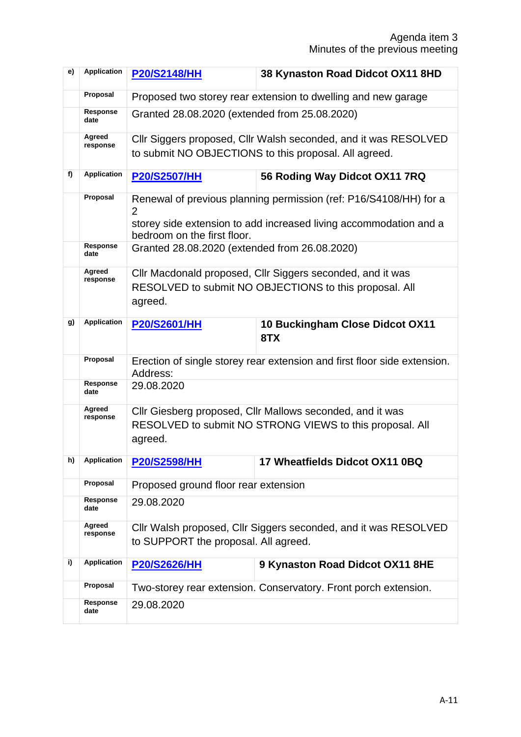| | | | |
|---|---|---|---|
| e) | Application | **P20/S2148/HH** | **38 Kynaston Road Didcot OX11 8HD** |
| | Proposal | Proposed two storey rear extension to dwelling and new garage | |
| | Response date | Granted 28.08.2020 (extended from 25.08.2020) | |
| | Agreed response | Cllr Siggers proposed, Cllr Walsh seconded, and it was RESOLVED to submit NO OBJECTIONS to this proposal. All agreed. | |
| f) | Application | **P20/S2507/HH** | **56 Roding Way Didcot OX11 7RQ** |
| | Proposal | Renewal of previous planning permission (ref: P16/S4108/HH) for a 2 storey side extension to add increased living accommodation and a bedroom on the first floor. | |
| | Response date | Granted 28.08.2020 (extended from 26.08.2020) | |
| | Agreed response | Cllr Macdonald proposed, Cllr Siggers seconded, and it was RESOLVED to submit NO OBJECTIONS to this proposal. All agreed. | |
| g) | Application | **P20/S2601/HH** | **10 Buckingham Close Didcot OX11 8TX** |
| | Proposal | Erection of single storey rear extension and first floor side extension. Address: | |
| | Response date | 29.08.2020 | |
| | Agreed response | Cllr Giesberg proposed, Cllr Mallows seconded, and it was RESOLVED to submit NO STRONG VIEWS to this proposal. All agreed. | |
| h) | Application | **P20/S2598/HH** | **17 Wheatfields Didcot OX11 0BQ** |
| | Proposal | Proposed ground floor rear extension | |
| | Response date | 29.08.2020 | |
| | Agreed response | Cllr Walsh proposed, Cllr Siggers seconded, and it was RESOLVED to SUPPORT the proposal. All agreed. | |
| i) | Application | **P20/S2626/HH** | **9 Kynaston Road Didcot OX11 8HE** |
| | Proposal | Two-storey rear extension. Conservatory. Front porch extension. | |
| | Response date | 29.08.2020 | |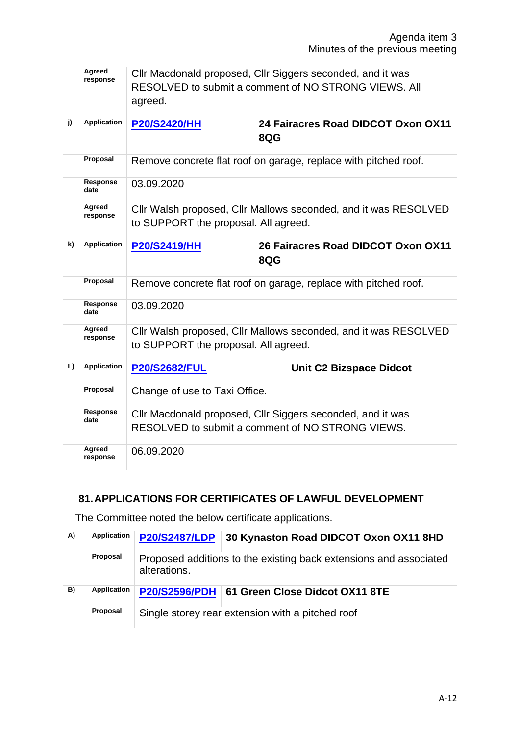| | | | |
|---|---|---|---|
| | **Agreed response** | Cllr Macdonald proposed, Cllr Siggers seconded, and it was RESOLVED to submit a comment of NO STRONG VIEWS. All agreed. | |
| **j)** | **Application** | **P20/S2420/HH** | **24 Fairacres Road DIDCOT Oxon OX11 8QG** |
| | **Proposal** | Remove concrete flat roof on garage, replace with pitched roof. | |
| | **Response date** | 03.09.2020 | |
| | **Agreed response** | Cllr Walsh proposed, Cllr Mallows seconded, and it was RESOLVED to SUPPORT the proposal. All agreed. | |
| **k)** | **Application** | **P20/S2419/HH** | **26 Fairacres Road DIDCOT Oxon OX11 8QG** |
| | **Proposal** | Remove concrete flat roof on garage, replace with pitched roof. | |
| | **Response date** | 03.09.2020 | |
| | **Agreed response** | Cllr Walsh proposed, Cllr Mallows seconded, and it was RESOLVED to SUPPORT the proposal. All agreed. | |
| **L)** | **Application** | **P20/S2682/FUL** | **Unit C2 Bizspace Didcot** |
| | **Proposal** | Change of use to Taxi Office. | |
| | **Response date** | Cllr Macdonald proposed, Cllr Siggers seconded, and it was RESOLVED to submit a comment of NO STRONG VIEWS. | |
| | **Agreed response** | 06.09.2020 | |

## 81. APPLICATIONS FOR CERTIFICATES OF LAWFUL DEVELOPMENT

The Committee noted the below certificate applications.

| | | | |
|---|---|---|---|
| **A)** | **Application** | **P20/S2487/LDP** | **30 Kynaston Road DIDCOT Oxon OX11 8HD** |
| | **Proposal** | Proposed additions to the existing back extensions and associated alterations. | |
| **B)** | **Application** | **P20/S2596/PDH** | **61 Green Close Didcot OX11 8TE** |
| | **Proposal** | Single storey rear extension with a pitched roof | |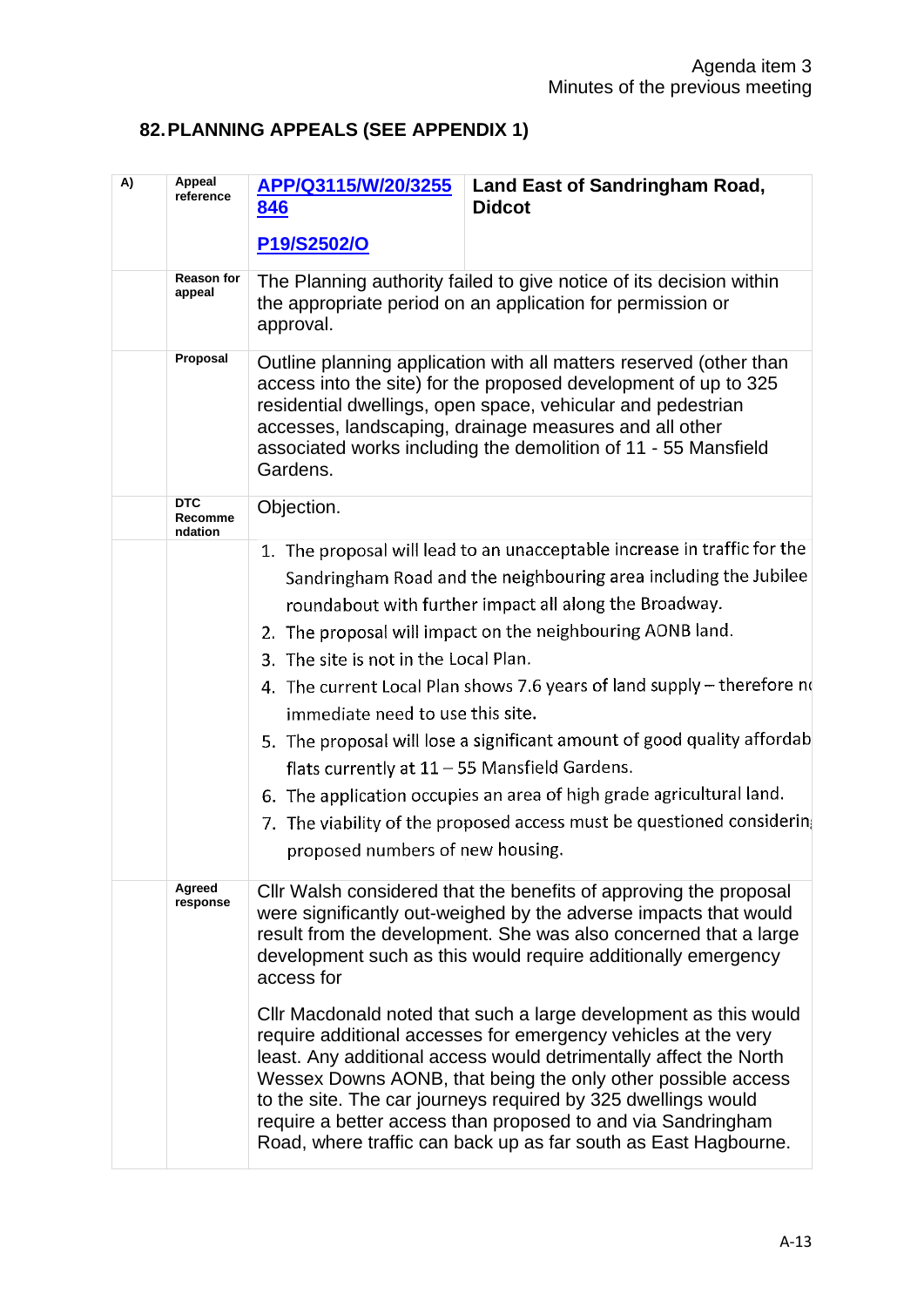## 82. PLANNING APPEALS (SEE APPENDIX 1)

| A) | Appeal reference | APP/Q3115/W/20/3255846<br><br>P19/S2502/O | Land East of Sandringham Road, Didcot |
|---|---|---|---|
| | Reason for appeal | The Planning authority failed to give notice of its decision within the appropriate period on an application for permission or approval. | |
| | Proposal | Outline planning application with all matters reserved (other than access into the site) for the proposed development of up to 325 residential dwellings, open space, vehicular and pedestrian accesses, landscaping, drainage measures and all other associated works including the demolition of 11 - 55 Mansfield Gardens. | |
| | DTC Recommendation | Objection. | |
| | | 1. The proposal will lead to an unacceptable increase in traffic for the Sandringham Road and the neighbouring area including the Jubilee roundabout with further impact all along the Broadway.<br>2. The proposal will impact on the neighbouring AONB land.<br>3. The site is not in the Local Plan.<br>4. The current Local Plan shows 7.6 years of land supply – therefore no immediate need to use this site.<br>5. The proposal will lose a significant amount of good quality affordab flats currently at 11 – 55 Mansfield Gardens.<br>6. The application occupies an area of high grade agricultural land.<br>7. The viability of the proposed access must be questioned considerin proposed numbers of new housing. | |
| | Agreed response | Cllr Walsh considered that the benefits of approving the proposal were significantly out-weighed by the adverse impacts that would result from the development. She was also concerned that a large development such as this would require additionally emergency access for<br><br>Cllr Macdonald noted that such a large development as this would require additional accesses for emergency vehicles at the very least. Any additional access would detrimentally affect the North Wessex Downs AONB, that being the only other possible access to the site. The car journeys required by 325 dwellings would require a better access than proposed to and via Sandringham Road, where traffic can back up as far south as East Hagbourne. | |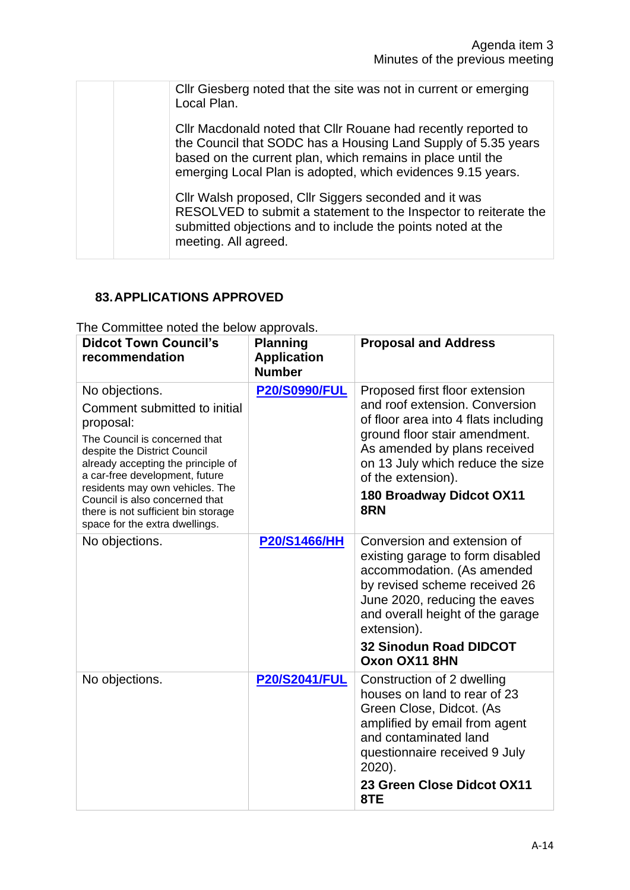| | | |
|---|---|---|
| | | Cllr Giesberg noted that the site was not in current or emerging Local Plan.<br><br>Cllr Macdonald noted that Cllr Rouane had recently reported to the Council that SODC has a Housing Land Supply of 5.35 years based on the current plan, which remains in place until the emerging Local Plan is adopted, which evidences 9.15 years.<br><br>Cllr Walsh proposed, Cllr Siggers seconded and it was RESOLVED to submit a statement to the Inspector to reiterate the submitted objections and to include the points noted at the meeting. All agreed. |

## 83. APPLICATIONS APPROVED

The Committee noted the below approvals.

| Didcot Town Council's recommendation | Planning Application Number | Proposal and Address |
|---|---|---|
| No objections.<br>Comment submitted to initial proposal:<br>The Council is concerned that despite the District Council already accepting the principle of a car-free development, future residents may own vehicles. The Council is also concerned that there is not sufficient bin storage space for the extra dwellings. | P20/S0990/FUL | Proposed first floor extension and roof extension. Conversion of floor area into 4 flats including ground floor stair amendment. As amended by plans received on 13 July which reduce the size of the extension).<br>**180 Broadway Didcot OX11 8RN** |
| No objections. | P20/S1466/HH | Conversion and extension of existing garage to form disabled accommodation. (As amended by revised scheme received 26 June 2020, reducing the eaves and overall height of the garage extension).<br>**32 Sinodun Road DIDCOT Oxon OX11 8HN** |
| No objections. | P20/S2041/FUL | Construction of 2 dwelling houses on land to rear of 23 Green Close, Didcot. (As amplified by email from agent and contaminated land questionnaire received 9 July 2020).<br>**23 Green Close Didcot OX11 8TE** |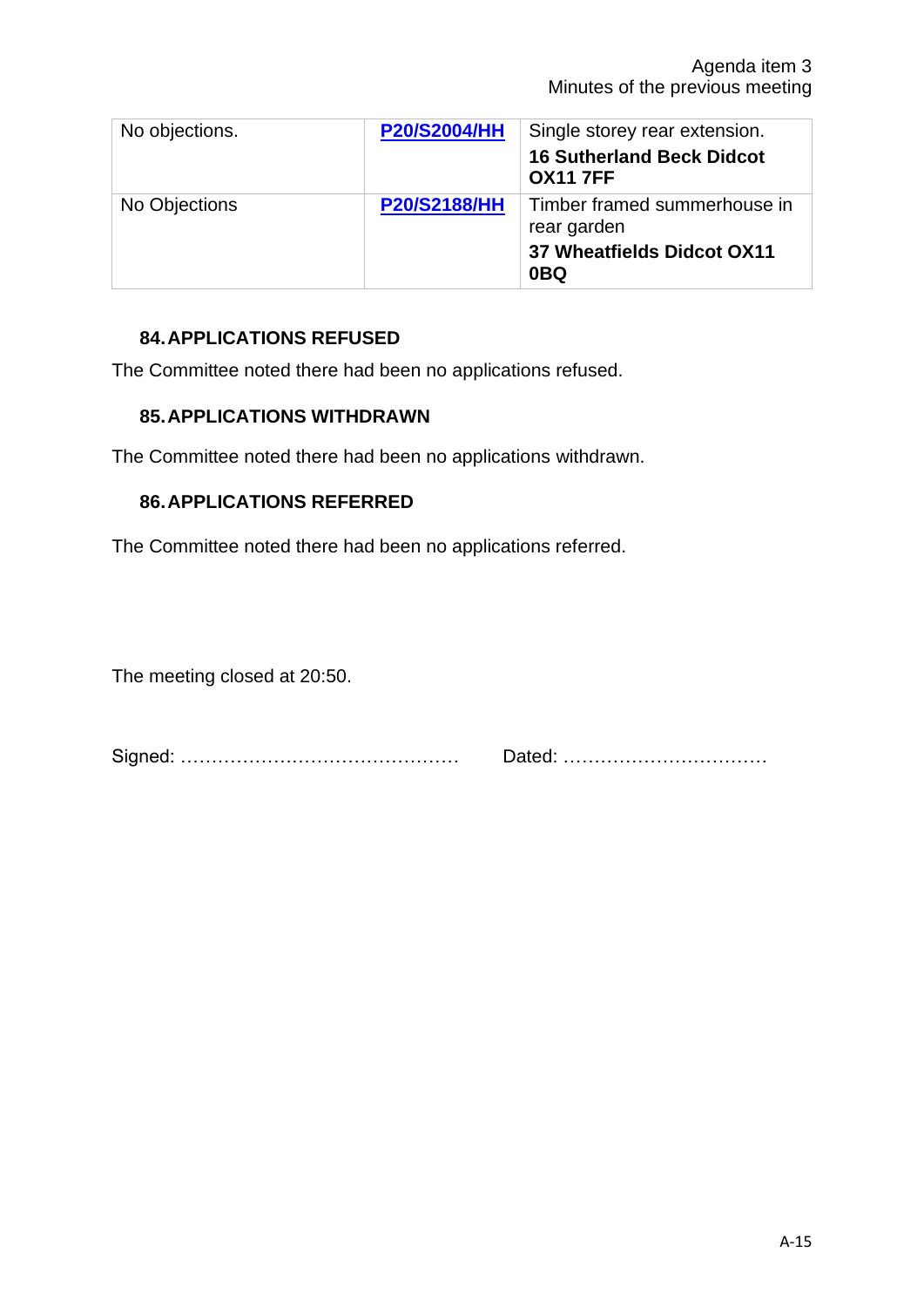| No objections. | **P20/S2004/HH** | Single storey rear extension.<br>**16 Sutherland Beck Didcot OX11 7FF** |
|---|---|---|
| No Objections | **P20/S2188/HH** | Timber framed summerhouse in rear garden<br>**37 Wheatfields Didcot OX11 0BQ** |

### 84. APPLICATIONS REFUSED

The Committee noted there had been no applications refused.

### 85. APPLICATIONS WITHDRAWN

The Committee noted there had been no applications withdrawn.

### 86. APPLICATIONS REFERRED

The Committee noted there had been no applications referred.

The meeting closed at 20:50.

Signed: ……………………………………… Dated: ……………………………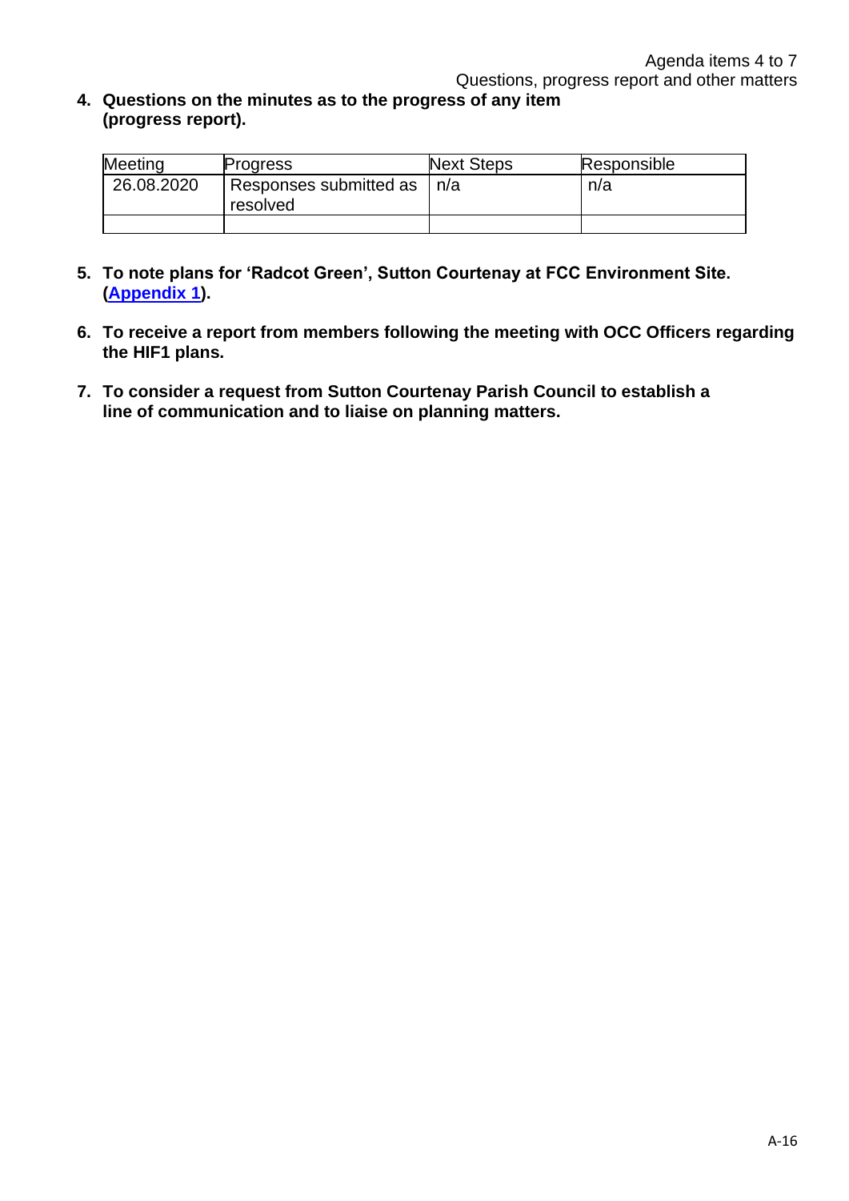Agenda items 4 to 7
Questions, progress report and other matters

**4. Questions on the minutes as to the progress of any item (progress report).**

| Meeting | Progress | Next Steps | Responsible |
|---|---|---|---|
| 26.08.2020 | Responses submitted as resolved | n/a | n/a |
| | | | |

**5. To note plans for 'Radcot Green', Sutton Courtenay at FCC Environment Site. (Appendix 1).**

**6. To receive a report from members following the meeting with OCC Officers regarding the HIF1 plans.**

**7. To consider a request from Sutton Courtenay Parish Council to establish a line of communication and to liaise on planning matters.**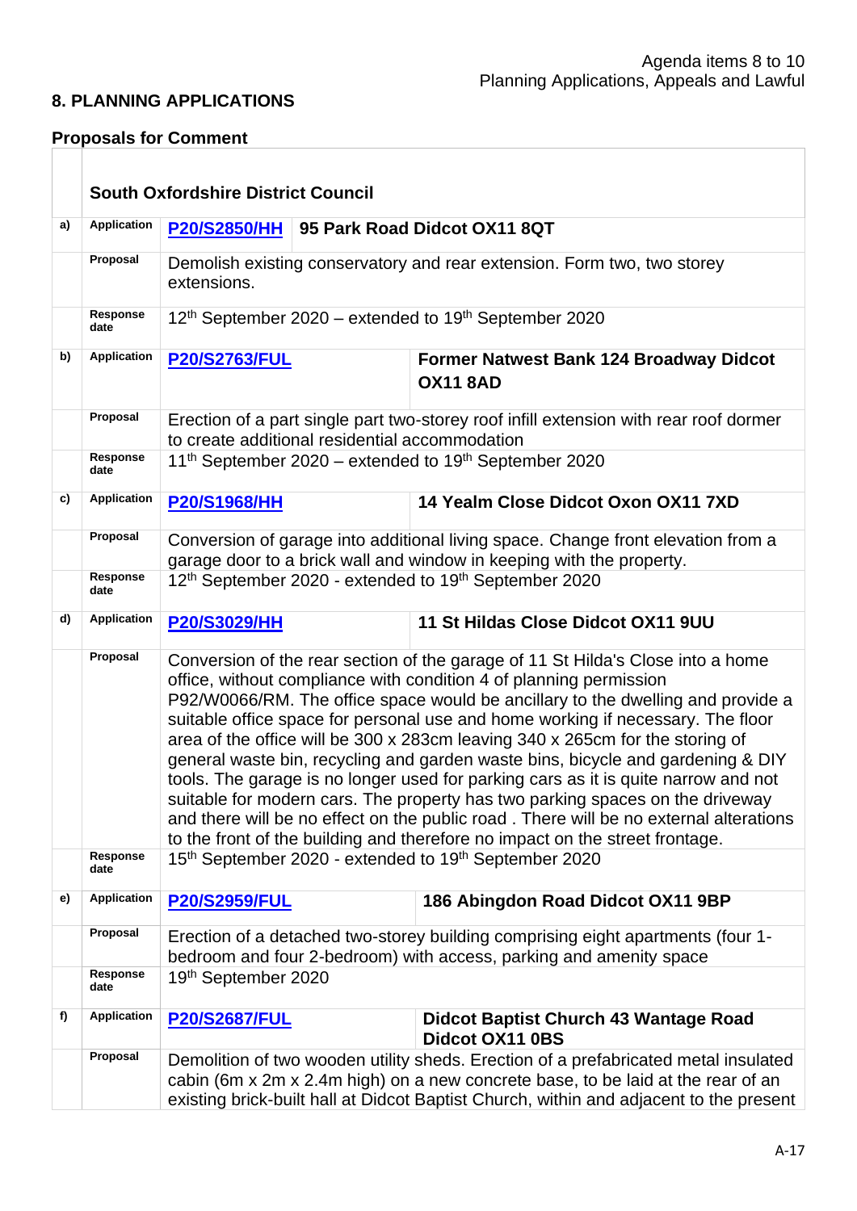Agenda items 8 to 10
Planning Applications, Appeals and Lawful

## 8. PLANNING APPLICATIONS

### Proposals for Comment

| | South Oxfordshire District Council | | |
|---|---|---|---|
| a) | Application | **P20/S2850/HH** | **95 Park Road Didcot OX11 8QT** |
| | Proposal | Demolish existing conservatory and rear extension. Form two, two storey extensions. | |
| | Response date | 12th September 2020 – extended to 19th September 2020 | |
| b) | Application | **P20/S2763/FUL** | **Former Natwest Bank 124 Broadway Didcot OX11 8AD** |
| | Proposal | Erection of a part single part two-storey roof infill extension with rear roof dormer to create additional residential accommodation | |
| | Response date | 11th September 2020 – extended to 19th September 2020 | |
| c) | Application | **P20/S1968/HH** | **14 Yealm Close Didcot Oxon OX11 7XD** |
| | Proposal | Conversion of garage into additional living space. Change front elevation from a garage door to a brick wall and window in keeping with the property. | |
| | Response date | 12th September 2020 - extended to 19th September 2020 | |
| d) | Application | **P20/S3029/HH** | **11 St Hildas Close Didcot OX11 9UU** |
| | Proposal | Conversion of the rear section of the garage of 11 St Hilda's Close into a home office, without compliance with condition 4 of planning permission P92/W0066/RM. The office space would be ancillary to the dwelling and provide a suitable office space for personal use and home working if necessary. The floor area of the office will be 300 x 283cm leaving 340 x 265cm for the storing of general waste bin, recycling and garden waste bins, bicycle and gardening & DIY tools. The garage is no longer used for parking cars as it is quite narrow and not suitable for modern cars. The property has two parking spaces on the driveway and there will be no effect on the public road . There will be no external alterations to the front of the building and therefore no impact on the street frontage. | |
| | Response date | 15th September 2020 - extended to 19th September 2020 | |
| e) | Application | **P20/S2959/FUL** | **186 Abingdon Road Didcot OX11 9BP** |
| | Proposal | Erection of a detached two-storey building comprising eight apartments (four 1-bedroom and four 2-bedroom) with access, parking and amenity space | |
| | Response date | 19th September 2020 | |
| f) | Application | **P20/S2687/FUL** | **Didcot Baptist Church 43 Wantage Road Didcot OX11 0BS** |
| | Proposal | Demolition of two wooden utility sheds. Erection of a prefabricated metal insulated cabin (6m x 2m x 2.4m high) on a new concrete base, to be laid at the rear of an existing brick-built hall at Didcot Baptist Church, within and adjacent to the present | |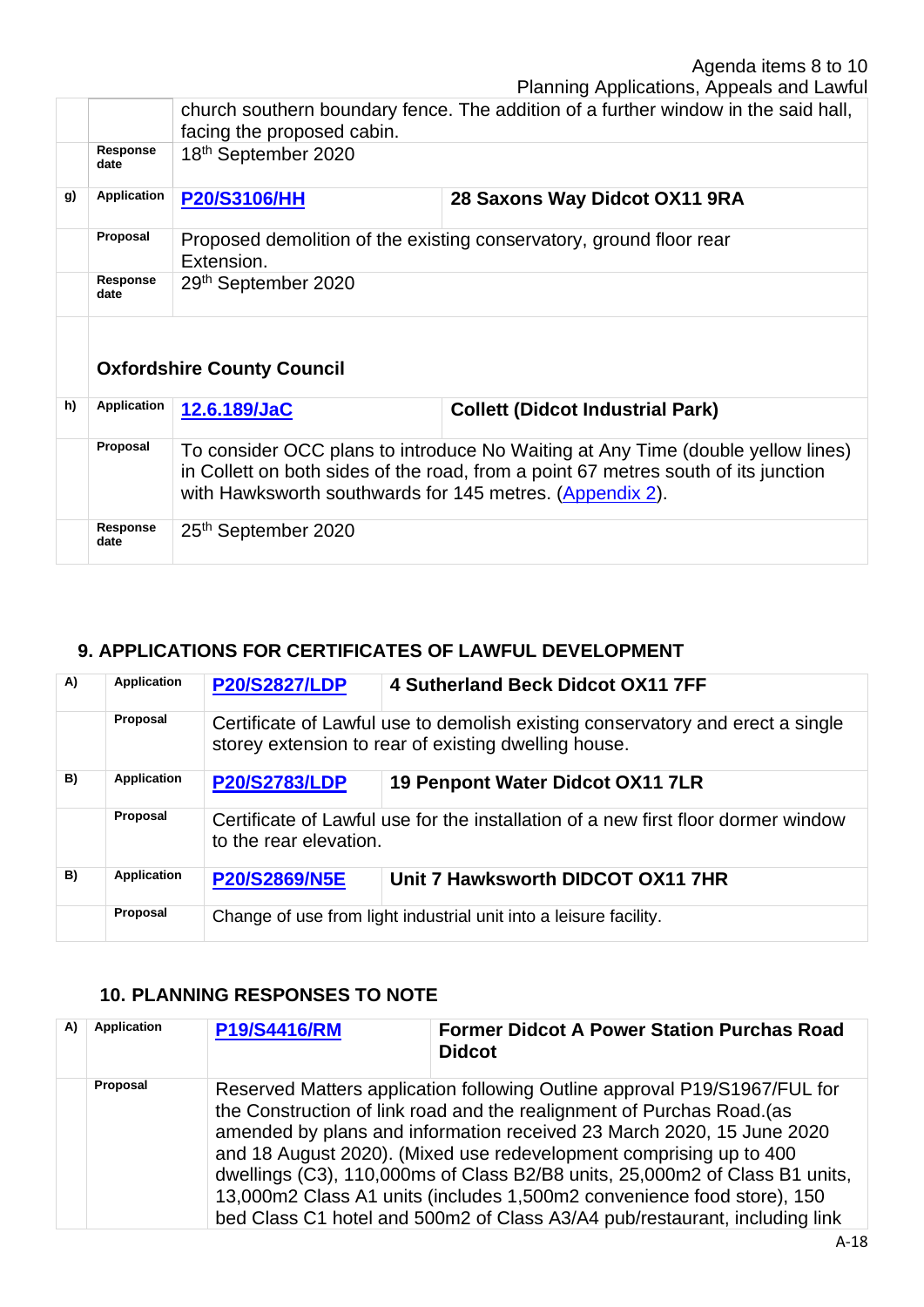| | | | |
|---|---|---|---|
| | | church southern boundary fence. The addition of a further window in the said hall, facing the proposed cabin. | |
| | Response date | 18th September 2020 | |
| g) | Application | P20/S3106/HH | 28 Saxons Way Didcot OX11 9RA |
| | Proposal | Proposed demolition of the existing conservatory, ground floor rear Extension. | |
| | Response date | 29th September 2020 | |
| | **Oxfordshire County Council** | | |
| h) | Application | 12.6.189/JaC | Collett (Didcot Industrial Park) |
| | Proposal | To consider OCC plans to introduce No Waiting at Any Time (double yellow lines) in Collett on both sides of the road, from a point 67 metres south of its junction with Hawksworth southwards for 145 metres. (Appendix 2). | |
| | Response date | 25th September 2020 | |

## 9. APPLICATIONS FOR CERTIFICATES OF LAWFUL DEVELOPMENT

| | | | |
|---|---|---|---|
| A) | Application | P20/S2827/LDP | 4 Sutherland Beck Didcot OX11 7FF |
| | Proposal | Certificate of Lawful use to demolish existing conservatory and erect a single storey extension to rear of existing dwelling house. | |
| B) | Application | P20/S2783/LDP | 19 Penpont Water Didcot OX11 7LR |
| | Proposal | Certificate of Lawful use for the installation of a new first floor dormer window to the rear elevation. | |
| B) | Application | P20/S2869/N5E | Unit 7 Hawksworth DIDCOT OX11 7HR |
| | Proposal | Change of use from light industrial unit into a leisure facility. | |

## 10. PLANNING RESPONSES TO NOTE

| | | | |
|---|---|---|---|
| A) | Application | P19/S4416/RM | Former Didcot A Power Station Purchas Road Didcot |
| | Proposal | Reserved Matters application following Outline approval P19/S1967/FUL for the Construction of link road and the realignment of Purchas Road.(as amended by plans and information received 23 March 2020, 15 June 2020 and 18 August 2020). (Mixed use redevelopment comprising up to 400 dwellings (C3), 110,000ms of Class B2/B8 units, 25,000m2 of Class B1 units, 13,000m2 Class A1 units (includes 1,500m2 convenience food store), 150 bed Class C1 hotel and 500m2 of Class A3/A4 pub/restaurant, including link | |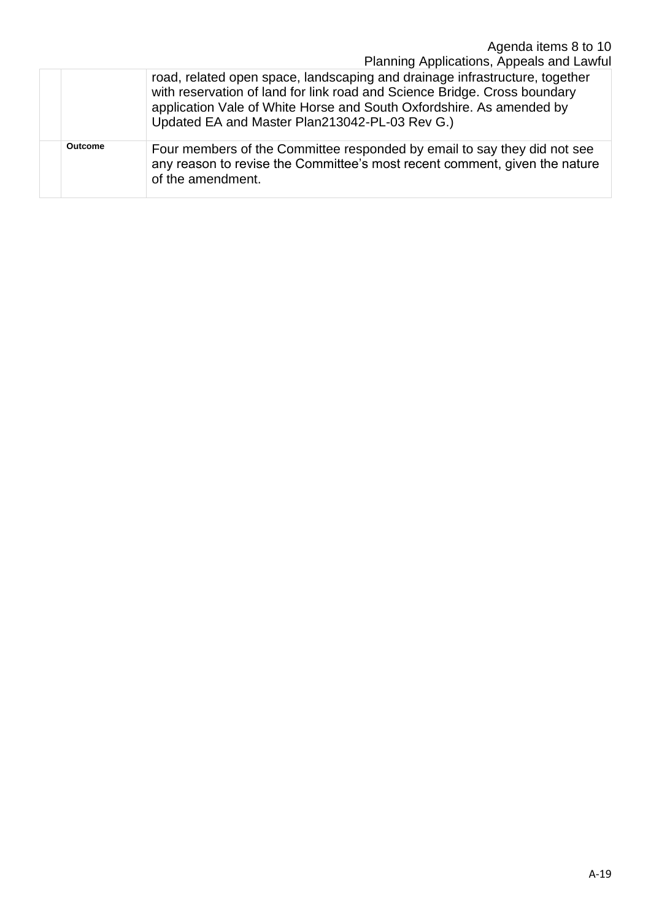|  |  | road, related open space, landscaping and drainage infrastructure, together with reservation of land for link road and Science Bridge. Cross boundary application Vale of White Horse and South Oxfordshire. As amended by Updated EA and Master Plan213042-PL-03 Rev G.) |
|---|---|---|
|  | **Outcome** | Four members of the Committee responded by email to say they did not see any reason to revise the Committee's most recent comment, given the nature of the amendment. |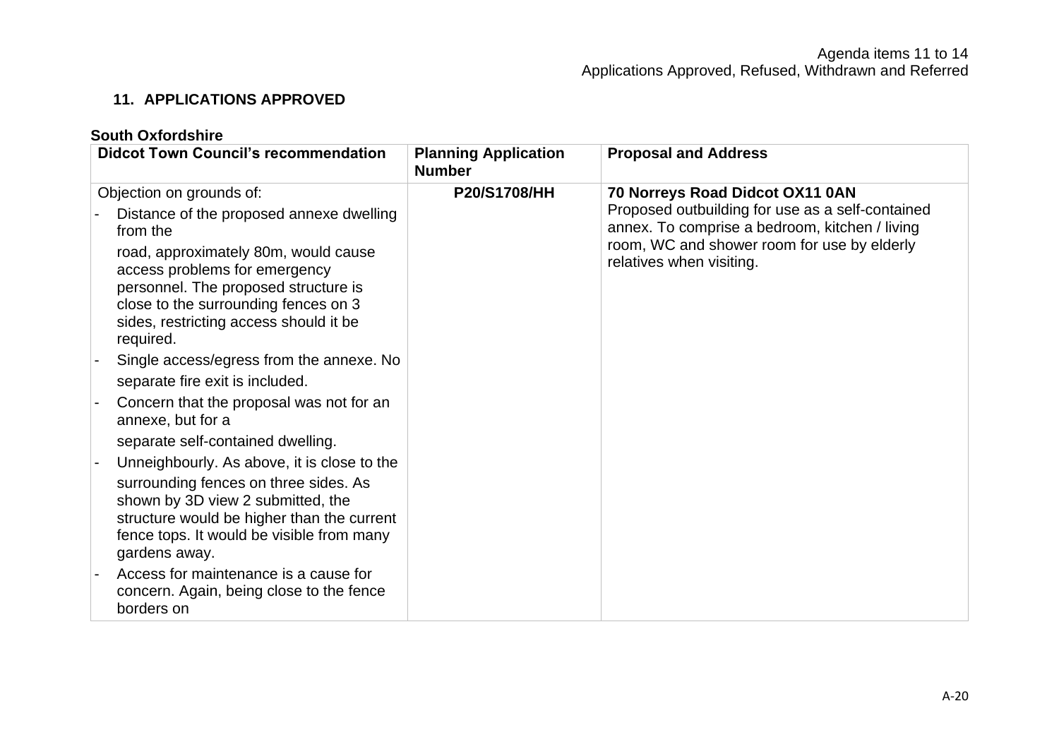## 11. APPLICATIONS APPROVED

**South Oxfordshire**

| Didcot Town Council's recommendation | Planning Application Number | Proposal and Address |
|---|---|---|
| Objection on grounds of:<br>- Distance of the proposed annexe dwelling from the road, approximately 80m, would cause access problems for emergency personnel. The proposed structure is close to the surrounding fences on 3 sides, restricting access should it be required.<br>- Single access/egress from the annexe. No separate fire exit is included.<br>- Concern that the proposal was not for an annexe, but for a separate self-contained dwelling.<br>- Unneighbourly. As above, it is close to the surrounding fences on three sides. As shown by 3D view 2 submitted, the structure would be higher than the current fence tops. It would be visible from many gardens away.<br>- Access for maintenance is a cause for concern. Again, being close to the fence borders on | P20/S1708/HH | **70 Norreys Road Didcot OX11 0AN**<br>Proposed outbuilding for use as a self-contained annex. To comprise a bedroom, kitchen / living room, WC and shower room for use by elderly relatives when visiting. |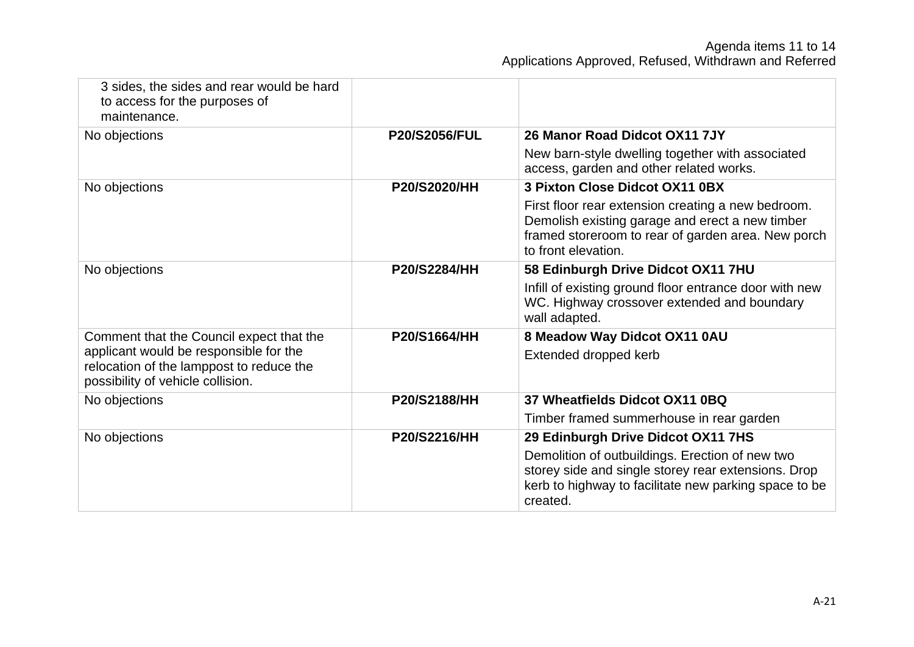| | | |
|---|---|---|
| 3 sides, the sides and rear would be hard to access for the purposes of maintenance. | | |
| No objections | **P20/S2056/FUL** | **26 Manor Road Didcot OX11 7JY**<br>New barn-style dwelling together with associated access, garden and other related works. |
| No objections | **P20/S2020/HH** | **3 Pixton Close Didcot OX11 0BX**<br>First floor rear extension creating a new bedroom. Demolish existing garage and erect a new timber framed storeroom to rear of garden area. New porch to front elevation. |
| No objections | **P20/S2284/HH** | **58 Edinburgh Drive Didcot OX11 7HU**<br>Infill of existing ground floor entrance door with new WC. Highway crossover extended and boundary wall adapted. |
| Comment that the Council expect that the applicant would be responsible for the relocation of the lamppost to reduce the possibility of vehicle collision. | **P20/S1664/HH** | **8 Meadow Way Didcot OX11 0AU**<br>Extended dropped kerb |
| No objections | **P20/S2188/HH** | **37 Wheatfields Didcot OX11 0BQ**<br>Timber framed summerhouse in rear garden |
| No objections | **P20/S2216/HH** | **29 Edinburgh Drive Didcot OX11 7HS**<br>Demolition of outbuildings. Erection of new two storey side and single storey rear extensions. Drop kerb to highway to facilitate new parking space to be created. |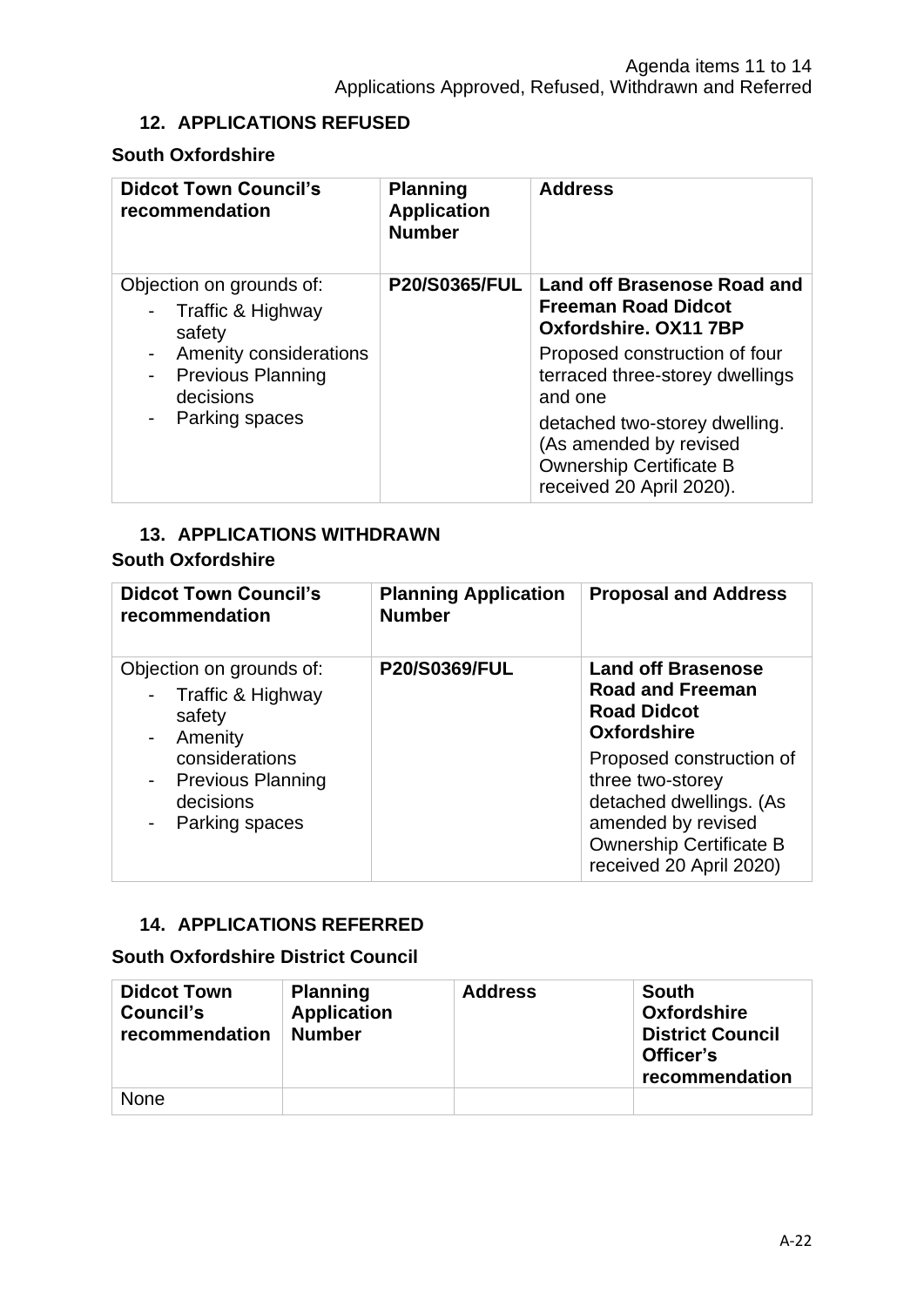## 12. APPLICATIONS REFUSED

### South Oxfordshire

| Didcot Town Council's recommendation | Planning Application Number | Address |
|---|---|---|
| Objection on grounds of:<br>- Traffic & Highway safety<br>- Amenity considerations<br>- Previous Planning decisions<br>- Parking spaces | **P20/S0365/FUL** | **Land off Brasenose Road and Freeman Road Didcot Oxfordshire. OX11 7BP**<br>Proposed construction of four terraced three-storey dwellings and one<br>detached two-storey dwelling. (As amended by revised Ownership Certificate B received 20 April 2020). |

## 13. APPLICATIONS WITHDRAWN

### South Oxfordshire

| Didcot Town Council's recommendation | Planning Application Number | Proposal and Address |
|---|---|---|
| Objection on grounds of:<br>- Traffic & Highway safety<br>- Amenity considerations<br>- Previous Planning decisions<br>- Parking spaces | **P20/S0369/FUL** | **Land off Brasenose Road and Freeman Road Didcot Oxfordshire**<br>Proposed construction of three two-storey detached dwellings. (As amended by revised Ownership Certificate B received 20 April 2020) |

## 14. APPLICATIONS REFERRED

### South Oxfordshire District Council

| Didcot Town Council's recommendation | Planning Application Number | Address | South Oxfordshire District Council Officer's recommendation |
|---|---|---|---|
| None | | | |